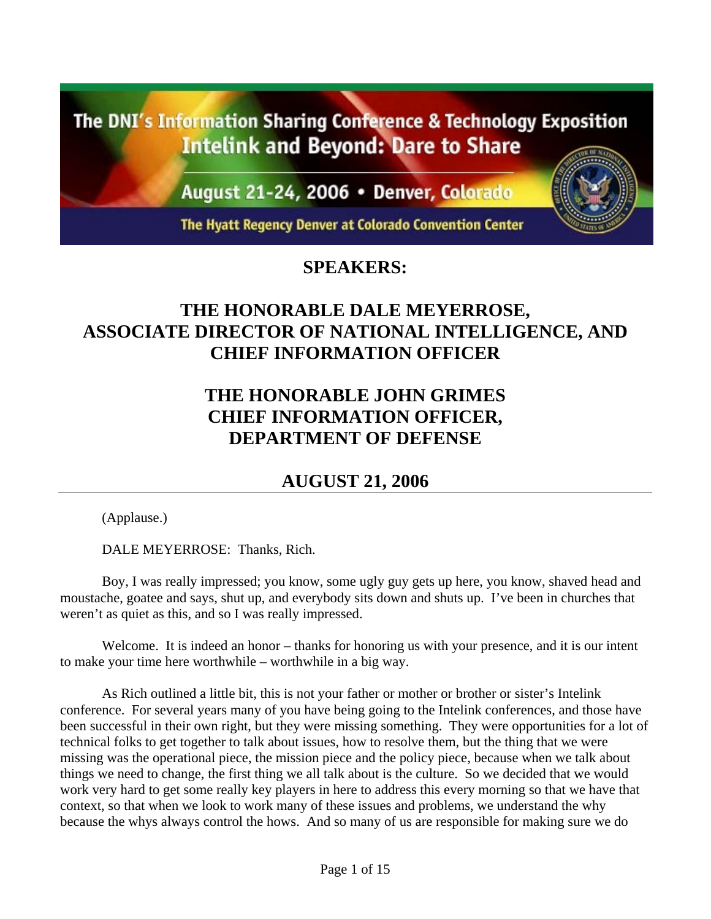The DNI's Information Sharing Conference & Technology Exposition
Intelink and Beyond: Dare to Share

August 21-24, 2006 • Denver, Colorado

The Hyatt Regency Denver at Colorado Convention Center

## SPEAKERS:

## THE HONORABLE DALE MEYERROSE, ASSOCIATE DIRECTOR OF NATIONAL INTELLIGENCE, AND CHIEF INFORMATION OFFICER

## THE HONORABLE JOHN GRIMES CHIEF INFORMATION OFFICER, DEPARTMENT OF DEFENSE

## AUGUST 21, 2006

(Applause.)

DALE MEYERROSE: Thanks, Rich.

Boy, I was really impressed; you know, some ugly guy gets up here, you know, shaved head and moustache, goatee and says, shut up, and everybody sits down and shuts up. I've been in churches that weren't as quiet as this, and so I was really impressed.

Welcome. It is indeed an honor – thanks for honoring us with your presence, and it is our intent to make your time here worthwhile – worthwhile in a big way.

As Rich outlined a little bit, this is not your father or mother or brother or sister's Intelink conference. For several years many of you have being going to the Intelink conferences, and those have been successful in their own right, but they were missing something. They were opportunities for a lot of technical folks to get together to talk about issues, how to resolve them, but the thing that we were missing was the operational piece, the mission piece and the policy piece, because when we talk about things we need to change, the first thing we all talk about is the culture. So we decided that we would work very hard to get some really key players in here to address this every morning so that we have that context, so that when we look to work many of these issues and problems, we understand the why because the whys always control the hows. And so many of us are responsible for making sure we do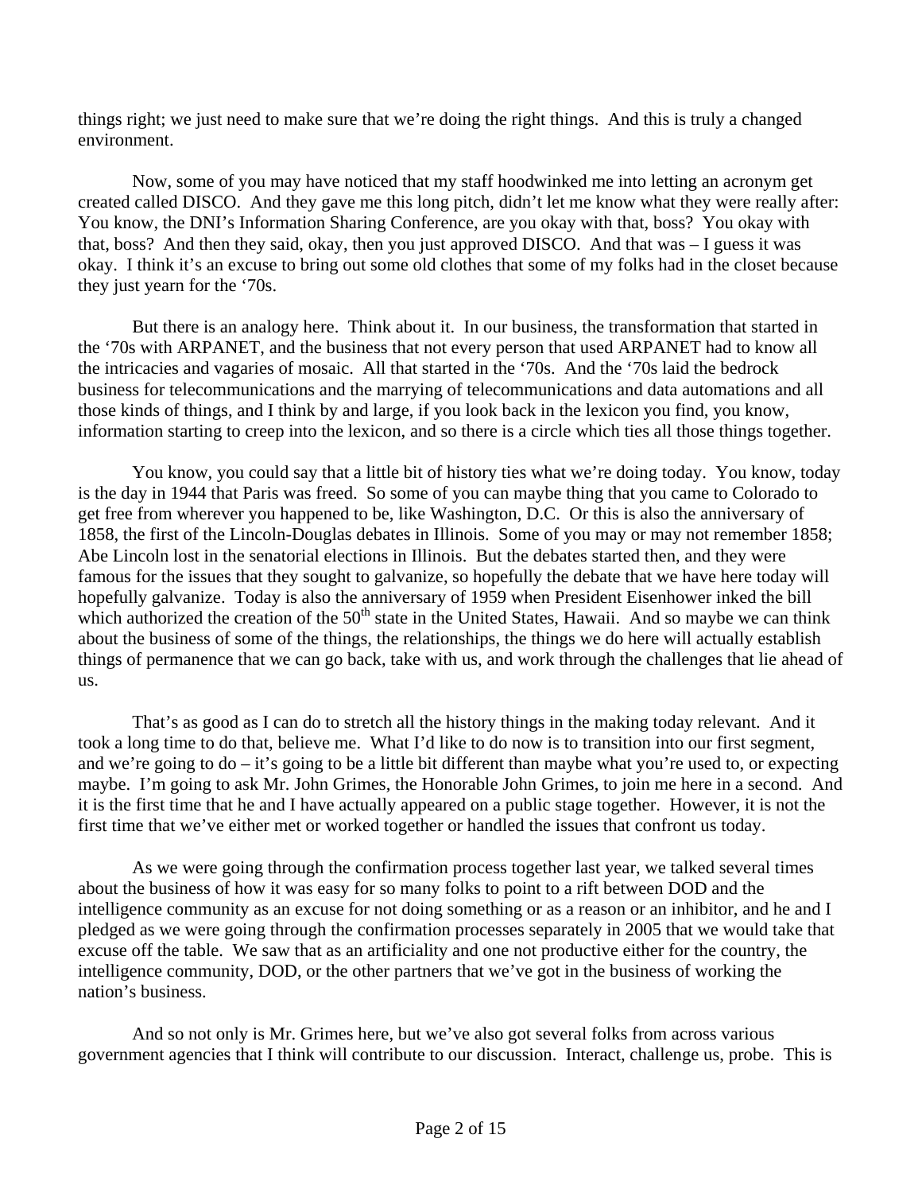things right; we just need to make sure that we're doing the right things. And this is truly a changed environment.

Now, some of you may have noticed that my staff hoodwinked me into letting an acronym get created called DISCO. And they gave me this long pitch, didn't let me know what they were really after: You know, the DNI's Information Sharing Conference, are you okay with that, boss? You okay with that, boss? And then they said, okay, then you just approved DISCO. And that was – I guess it was okay. I think it's an excuse to bring out some old clothes that some of my folks had in the closet because they just yearn for the '70s.

But there is an analogy here. Think about it. In our business, the transformation that started in the '70s with ARPANET, and the business that not every person that used ARPANET had to know all the intricacies and vagaries of mosaic. All that started in the '70s. And the '70s laid the bedrock business for telecommunications and the marrying of telecommunications and data automations and all those kinds of things, and I think by and large, if you look back in the lexicon you find, you know, information starting to creep into the lexicon, and so there is a circle which ties all those things together.

You know, you could say that a little bit of history ties what we're doing today. You know, today is the day in 1944 that Paris was freed. So some of you can maybe thing that you came to Colorado to get free from wherever you happened to be, like Washington, D.C. Or this is also the anniversary of 1858, the first of the Lincoln-Douglas debates in Illinois. Some of you may or may not remember 1858; Abe Lincoln lost in the senatorial elections in Illinois. But the debates started then, and they were famous for the issues that they sought to galvanize, so hopefully the debate that we have here today will hopefully galvanize. Today is also the anniversary of 1959 when President Eisenhower inked the bill which authorized the creation of the 50th state in the United States, Hawaii. And so maybe we can think about the business of some of the things, the relationships, the things we do here will actually establish things of permanence that we can go back, take with us, and work through the challenges that lie ahead of us.

That's as good as I can do to stretch all the history things in the making today relevant. And it took a long time to do that, believe me. What I'd like to do now is to transition into our first segment, and we're going to do – it's going to be a little bit different than maybe what you're used to, or expecting maybe. I'm going to ask Mr. John Grimes, the Honorable John Grimes, to join me here in a second. And it is the first time that he and I have actually appeared on a public stage together. However, it is not the first time that we've either met or worked together or handled the issues that confront us today.

As we were going through the confirmation process together last year, we talked several times about the business of how it was easy for so many folks to point to a rift between DOD and the intelligence community as an excuse for not doing something or as a reason or an inhibitor, and he and I pledged as we were going through the confirmation processes separately in 2005 that we would take that excuse off the table. We saw that as an artificiality and one not productive either for the country, the intelligence community, DOD, or the other partners that we've got in the business of working the nation's business.

And so not only is Mr. Grimes here, but we've also got several folks from across various government agencies that I think will contribute to our discussion. Interact, challenge us, probe. This is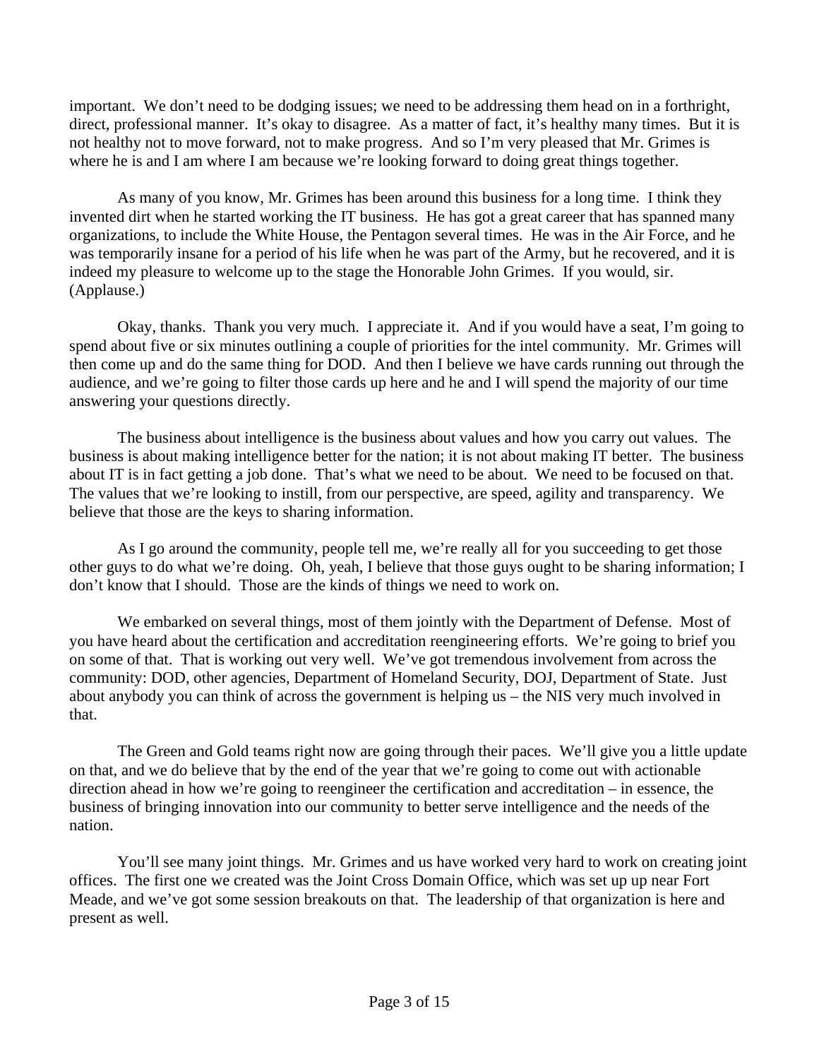important. We don't need to be dodging issues; we need to be addressing them head on in a forthright, direct, professional manner. It's okay to disagree. As a matter of fact, it's healthy many times. But it is not healthy not to move forward, not to make progress. And so I'm very pleased that Mr. Grimes is where he is and I am where I am because we're looking forward to doing great things together.

As many of you know, Mr. Grimes has been around this business for a long time. I think they invented dirt when he started working the IT business. He has got a great career that has spanned many organizations, to include the White House, the Pentagon several times. He was in the Air Force, and he was temporarily insane for a period of his life when he was part of the Army, but he recovered, and it is indeed my pleasure to welcome up to the stage the Honorable John Grimes. If you would, sir. (Applause.)

Okay, thanks. Thank you very much. I appreciate it. And if you would have a seat, I'm going to spend about five or six minutes outlining a couple of priorities for the intel community. Mr. Grimes will then come up and do the same thing for DOD. And then I believe we have cards running out through the audience, and we're going to filter those cards up here and he and I will spend the majority of our time answering your questions directly.

The business about intelligence is the business about values and how you carry out values. The business is about making intelligence better for the nation; it is not about making IT better. The business about IT is in fact getting a job done. That's what we need to be about. We need to be focused on that. The values that we're looking to instill, from our perspective, are speed, agility and transparency. We believe that those are the keys to sharing information.

As I go around the community, people tell me, we're really all for you succeeding to get those other guys to do what we're doing. Oh, yeah, I believe that those guys ought to be sharing information; I don't know that I should. Those are the kinds of things we need to work on.

We embarked on several things, most of them jointly with the Department of Defense. Most of you have heard about the certification and accreditation reengineering efforts. We're going to brief you on some of that. That is working out very well. We've got tremendous involvement from across the community: DOD, other agencies, Department of Homeland Security, DOJ, Department of State. Just about anybody you can think of across the government is helping us – the NIS very much involved in that.

The Green and Gold teams right now are going through their paces. We'll give you a little update on that, and we do believe that by the end of the year that we're going to come out with actionable direction ahead in how we're going to reengineer the certification and accreditation – in essence, the business of bringing innovation into our community to better serve intelligence and the needs of the nation.

You'll see many joint things. Mr. Grimes and us have worked very hard to work on creating joint offices. The first one we created was the Joint Cross Domain Office, which was set up up near Fort Meade, and we've got some session breakouts on that. The leadership of that organization is here and present as well.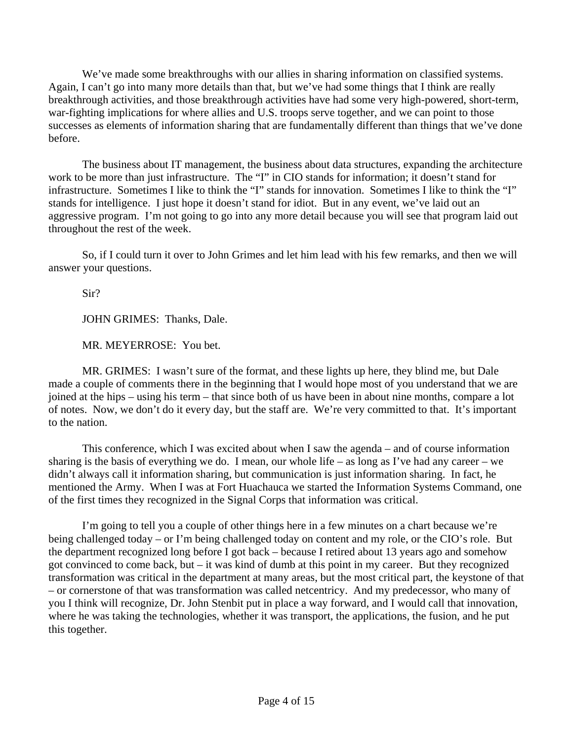We've made some breakthroughs with our allies in sharing information on classified systems. Again, I can't go into many more details than that, but we've had some things that I think are really breakthrough activities, and those breakthrough activities have had some very high-powered, short-term, war-fighting implications for where allies and U.S. troops serve together, and we can point to those successes as elements of information sharing that are fundamentally different than things that we've done before.

The business about IT management, the business about data structures, expanding the architecture work to be more than just infrastructure. The "I" in CIO stands for information; it doesn't stand for infrastructure. Sometimes I like to think the "I" stands for innovation. Sometimes I like to think the "I" stands for intelligence. I just hope it doesn't stand for idiot. But in any event, we've laid out an aggressive program. I'm not going to go into any more detail because you will see that program laid out throughout the rest of the week.

So, if I could turn it over to John Grimes and let him lead with his few remarks, and then we will answer your questions.

Sir?

JOHN GRIMES: Thanks, Dale.

MR. MEYERROSE: You bet.

MR. GRIMES: I wasn't sure of the format, and these lights up here, they blind me, but Dale made a couple of comments there in the beginning that I would hope most of you understand that we are joined at the hips – using his term – that since both of us have been in about nine months, compare a lot of notes. Now, we don't do it every day, but the staff are. We're very committed to that. It's important to the nation.

This conference, which I was excited about when I saw the agenda – and of course information sharing is the basis of everything we do. I mean, our whole life – as long as I've had any career – we didn't always call it information sharing, but communication is just information sharing. In fact, he mentioned the Army. When I was at Fort Huachauca we started the Information Systems Command, one of the first times they recognized in the Signal Corps that information was critical.

I'm going to tell you a couple of other things here in a few minutes on a chart because we're being challenged today – or I'm being challenged today on content and my role, or the CIO's role. But the department recognized long before I got back – because I retired about 13 years ago and somehow got convinced to come back, but – it was kind of dumb at this point in my career. But they recognized transformation was critical in the department at many areas, but the most critical part, the keystone of that – or cornerstone of that was transformation was called netcentricy. And my predecessor, who many of you I think will recognize, Dr. John Stenbit put in place a way forward, and I would call that innovation, where he was taking the technologies, whether it was transport, the applications, the fusion, and he put this together.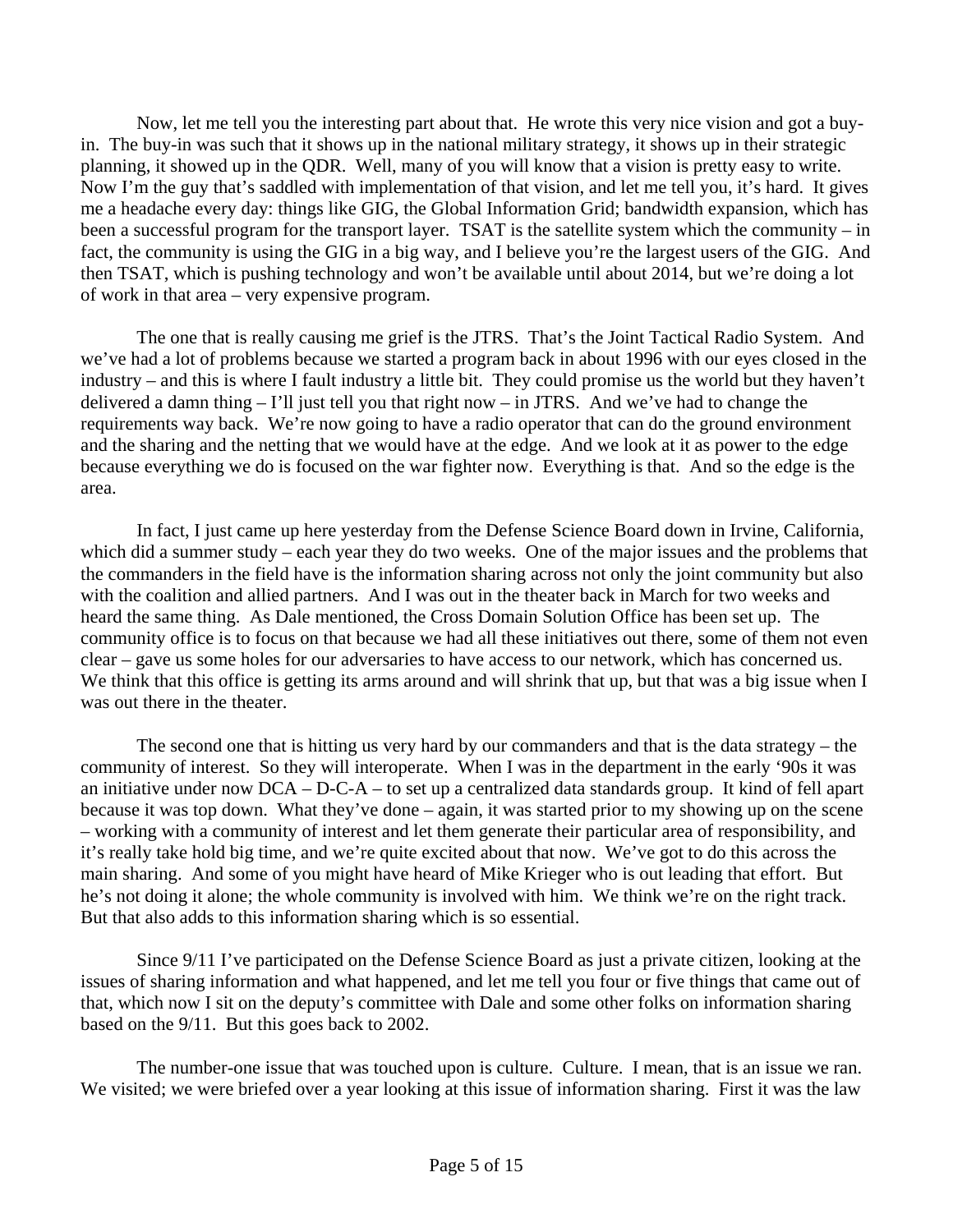Now, let me tell you the interesting part about that. He wrote this very nice vision and got a buy-in. The buy-in was such that it shows up in the national military strategy, it shows up in their strategic planning, it showed up in the QDR. Well, many of you will know that a vision is pretty easy to write. Now I'm the guy that's saddled with implementation of that vision, and let me tell you, it's hard. It gives me a headache every day: things like GIG, the Global Information Grid; bandwidth expansion, which has been a successful program for the transport layer. TSAT is the satellite system which the community – in fact, the community is using the GIG in a big way, and I believe you're the largest users of the GIG. And then TSAT, which is pushing technology and won't be available until about 2014, but we're doing a lot of work in that area – very expensive program.

The one that is really causing me grief is the JTRS. That's the Joint Tactical Radio System. And we've had a lot of problems because we started a program back in about 1996 with our eyes closed in the industry – and this is where I fault industry a little bit. They could promise us the world but they haven't delivered a damn thing – I'll just tell you that right now – in JTRS. And we've had to change the requirements way back. We're now going to have a radio operator that can do the ground environment and the sharing and the netting that we would have at the edge. And we look at it as power to the edge because everything we do is focused on the war fighter now. Everything is that. And so the edge is the area.

In fact, I just came up here yesterday from the Defense Science Board down in Irvine, California, which did a summer study – each year they do two weeks. One of the major issues and the problems that the commanders in the field have is the information sharing across not only the joint community but also with the coalition and allied partners. And I was out in the theater back in March for two weeks and heard the same thing. As Dale mentioned, the Cross Domain Solution Office has been set up. The community office is to focus on that because we had all these initiatives out there, some of them not even clear – gave us some holes for our adversaries to have access to our network, which has concerned us. We think that this office is getting its arms around and will shrink that up, but that was a big issue when I was out there in the theater.

The second one that is hitting us very hard by our commanders and that is the data strategy – the community of interest. So they will interoperate. When I was in the department in the early '90s it was an initiative under now DCA – D-C-A – to set up a centralized data standards group. It kind of fell apart because it was top down. What they've done – again, it was started prior to my showing up on the scene – working with a community of interest and let them generate their particular area of responsibility, and it's really take hold big time, and we're quite excited about that now. We've got to do this across the main sharing. And some of you might have heard of Mike Krieger who is out leading that effort. But he's not doing it alone; the whole community is involved with him. We think we're on the right track. But that also adds to this information sharing which is so essential.

Since 9/11 I've participated on the Defense Science Board as just a private citizen, looking at the issues of sharing information and what happened, and let me tell you four or five things that came out of that, which now I sit on the deputy's committee with Dale and some other folks on information sharing based on the 9/11. But this goes back to 2002.

The number-one issue that was touched upon is culture. Culture. I mean, that is an issue we ran. We visited; we were briefed over a year looking at this issue of information sharing. First it was the law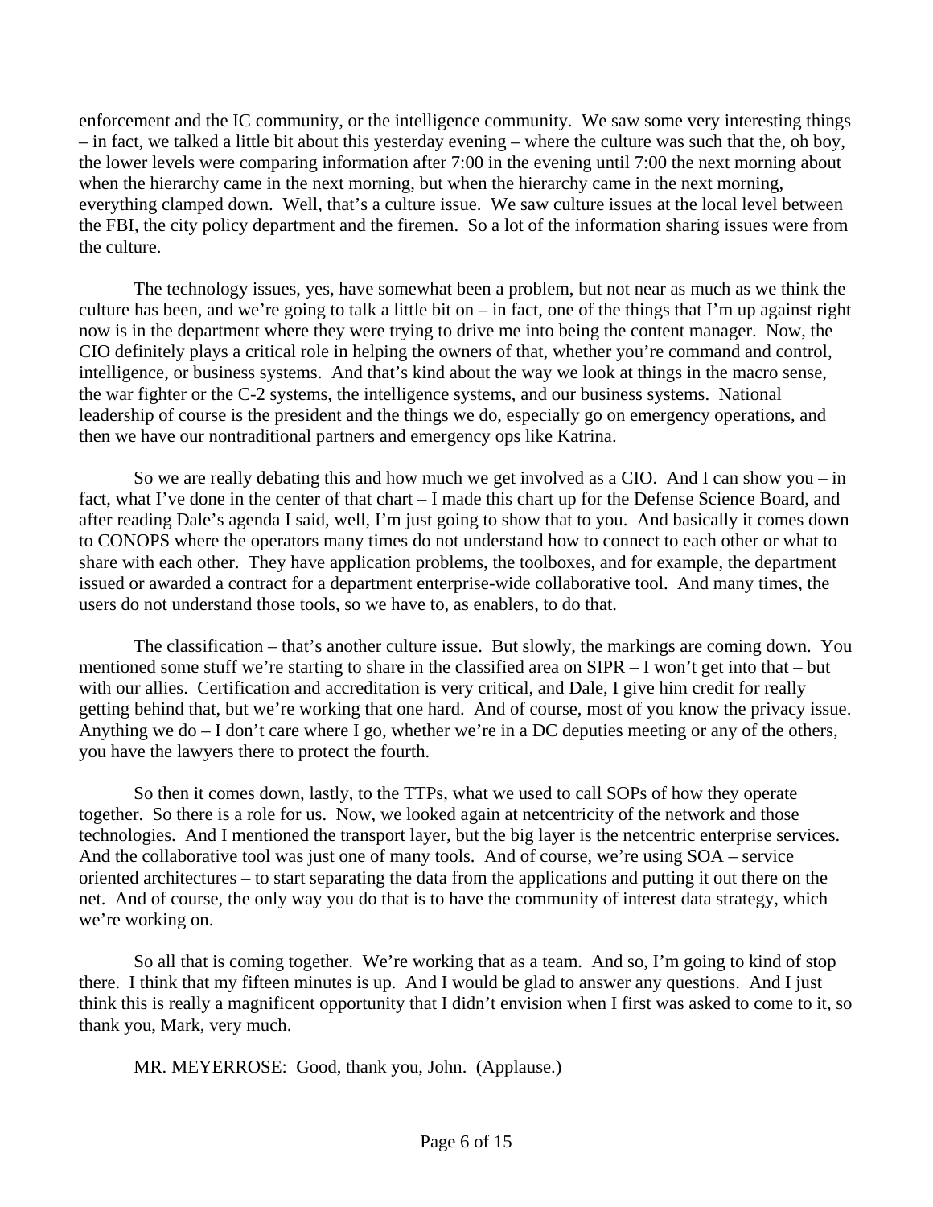enforcement and the IC community, or the intelligence community. We saw some very interesting things – in fact, we talked a little bit about this yesterday evening – where the culture was such that the, oh boy, the lower levels were comparing information after 7:00 in the evening until 7:00 the next morning about when the hierarchy came in the next morning, but when the hierarchy came in the next morning, everything clamped down. Well, that's a culture issue. We saw culture issues at the local level between the FBI, the city policy department and the firemen. So a lot of the information sharing issues were from the culture.

The technology issues, yes, have somewhat been a problem, but not near as much as we think the culture has been, and we're going to talk a little bit on – in fact, one of the things that I'm up against right now is in the department where they were trying to drive me into being the content manager. Now, the CIO definitely plays a critical role in helping the owners of that, whether you're command and control, intelligence, or business systems. And that's kind about the way we look at things in the macro sense, the war fighter or the C-2 systems, the intelligence systems, and our business systems. National leadership of course is the president and the things we do, especially go on emergency operations, and then we have our nontraditional partners and emergency ops like Katrina.

So we are really debating this and how much we get involved as a CIO. And I can show you – in fact, what I've done in the center of that chart – I made this chart up for the Defense Science Board, and after reading Dale's agenda I said, well, I'm just going to show that to you. And basically it comes down to CONOPS where the operators many times do not understand how to connect to each other or what to share with each other. They have application problems, the toolboxes, and for example, the department issued or awarded a contract for a department enterprise-wide collaborative tool. And many times, the users do not understand those tools, so we have to, as enablers, to do that.

The classification – that's another culture issue. But slowly, the markings are coming down. You mentioned some stuff we're starting to share in the classified area on SIPR – I won't get into that – but with our allies. Certification and accreditation is very critical, and Dale, I give him credit for really getting behind that, but we're working that one hard. And of course, most of you know the privacy issue. Anything we do – I don't care where I go, whether we're in a DC deputies meeting or any of the others, you have the lawyers there to protect the fourth.

So then it comes down, lastly, to the TTPs, what we used to call SOPs of how they operate together. So there is a role for us. Now, we looked again at netcentricity of the network and those technologies. And I mentioned the transport layer, but the big layer is the netcentric enterprise services. And the collaborative tool was just one of many tools. And of course, we're using SOA – service oriented architectures – to start separating the data from the applications and putting it out there on the net. And of course, the only way you do that is to have the community of interest data strategy, which we're working on.

So all that is coming together. We're working that as a team. And so, I'm going to kind of stop there. I think that my fifteen minutes is up. And I would be glad to answer any questions. And I just think this is really a magnificent opportunity that I didn't envision when I first was asked to come to it, so thank you, Mark, very much.

MR. MEYERROSE: Good, thank you, John. (Applause.)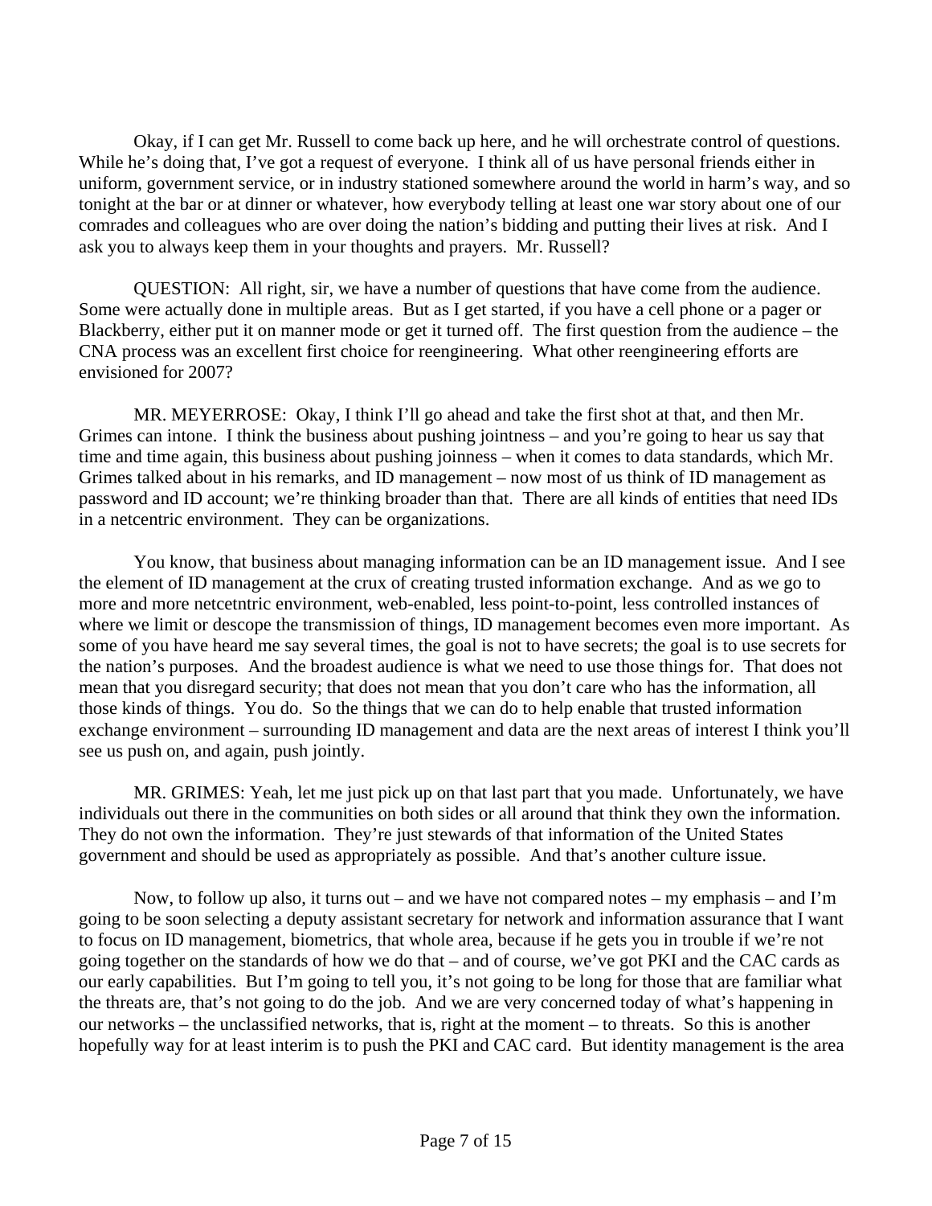Okay, if I can get Mr. Russell to come back up here, and he will orchestrate control of questions. While he's doing that, I've got a request of everyone. I think all of us have personal friends either in uniform, government service, or in industry stationed somewhere around the world in harm's way, and so tonight at the bar or at dinner or whatever, how everybody telling at least one war story about one of our comrades and colleagues who are over doing the nation's bidding and putting their lives at risk. And I ask you to always keep them in your thoughts and prayers. Mr. Russell?

QUESTION: All right, sir, we have a number of questions that have come from the audience. Some were actually done in multiple areas. But as I get started, if you have a cell phone or a pager or Blackberry, either put it on manner mode or get it turned off. The first question from the audience – the CNA process was an excellent first choice for reengineering. What other reengineering efforts are envisioned for 2007?

MR. MEYERROSE: Okay, I think I'll go ahead and take the first shot at that, and then Mr. Grimes can intone. I think the business about pushing jointness – and you're going to hear us say that time and time again, this business about pushing joinness – when it comes to data standards, which Mr. Grimes talked about in his remarks, and ID management – now most of us think of ID management as password and ID account; we're thinking broader than that. There are all kinds of entities that need IDs in a netcentric environment. They can be organizations.

You know, that business about managing information can be an ID management issue. And I see the element of ID management at the crux of creating trusted information exchange. And as we go to more and more netcetntric environment, web-enabled, less point-to-point, less controlled instances of where we limit or descope the transmission of things, ID management becomes even more important. As some of you have heard me say several times, the goal is not to have secrets; the goal is to use secrets for the nation's purposes. And the broadest audience is what we need to use those things for. That does not mean that you disregard security; that does not mean that you don't care who has the information, all those kinds of things. You do. So the things that we can do to help enable that trusted information exchange environment – surrounding ID management and data are the next areas of interest I think you'll see us push on, and again, push jointly.

MR. GRIMES: Yeah, let me just pick up on that last part that you made. Unfortunately, we have individuals out there in the communities on both sides or all around that think they own the information. They do not own the information. They're just stewards of that information of the United States government and should be used as appropriately as possible. And that's another culture issue.

Now, to follow up also, it turns out – and we have not compared notes – my emphasis – and I'm going to be soon selecting a deputy assistant secretary for network and information assurance that I want to focus on ID management, biometrics, that whole area, because if he gets you in trouble if we're not going together on the standards of how we do that – and of course, we've got PKI and the CAC cards as our early capabilities. But I'm going to tell you, it's not going to be long for those that are familiar what the threats are, that's not going to do the job. And we are very concerned today of what's happening in our networks – the unclassified networks, that is, right at the moment – to threats. So this is another hopefully way for at least interim is to push the PKI and CAC card. But identity management is the area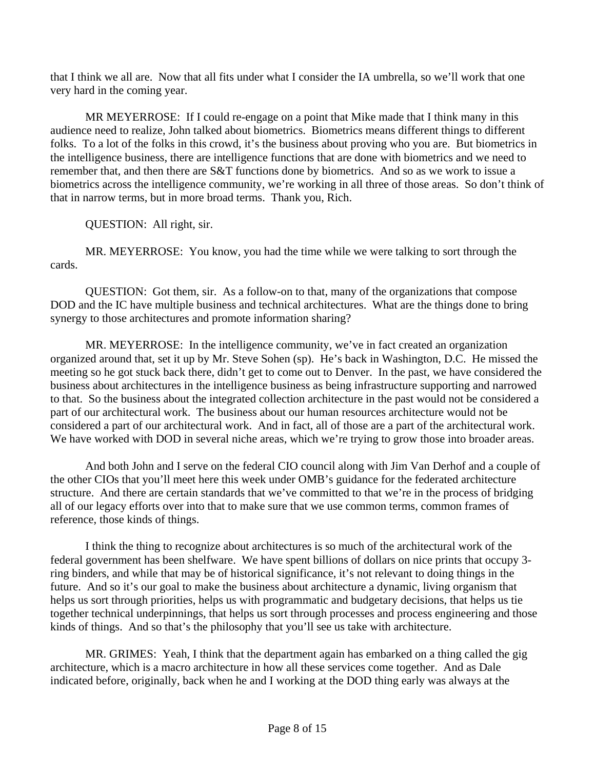that I think we all are. Now that all fits under what I consider the IA umbrella, so we'll work that one very hard in the coming year.

MR MEYERROSE: If I could re-engage on a point that Mike made that I think many in this audience need to realize, John talked about biometrics. Biometrics means different things to different folks. To a lot of the folks in this crowd, it's the business about proving who you are. But biometrics in the intelligence business, there are intelligence functions that are done with biometrics and we need to remember that, and then there are S&T functions done by biometrics. And so as we work to issue a biometrics across the intelligence community, we're working in all three of those areas. So don't think of that in narrow terms, but in more broad terms. Thank you, Rich.

QUESTION: All right, sir.

MR. MEYERROSE: You know, you had the time while we were talking to sort through the cards.

QUESTION: Got them, sir. As a follow-on to that, many of the organizations that compose DOD and the IC have multiple business and technical architectures. What are the things done to bring synergy to those architectures and promote information sharing?

MR. MEYERROSE: In the intelligence community, we've in fact created an organization organized around that, set it up by Mr. Steve Sohen (sp). He's back in Washington, D.C. He missed the meeting so he got stuck back there, didn't get to come out to Denver. In the past, we have considered the business about architectures in the intelligence business as being infrastructure supporting and narrowed to that. So the business about the integrated collection architecture in the past would not be considered a part of our architectural work. The business about our human resources architecture would not be considered a part of our architectural work. And in fact, all of those are a part of the architectural work. We have worked with DOD in several niche areas, which we're trying to grow those into broader areas.

And both John and I serve on the federal CIO council along with Jim Van Derhof and a couple of the other CIOs that you'll meet here this week under OMB's guidance for the federated architecture structure. And there are certain standards that we've committed to that we're in the process of bridging all of our legacy efforts over into that to make sure that we use common terms, common frames of reference, those kinds of things.

I think the thing to recognize about architectures is so much of the architectural work of the federal government has been shelfware. We have spent billions of dollars on nice prints that occupy 3-ring binders, and while that may be of historical significance, it's not relevant to doing things in the future. And so it's our goal to make the business about architecture a dynamic, living organism that helps us sort through priorities, helps us with programmatic and budgetary decisions, that helps us tie together technical underpinnings, that helps us sort through processes and process engineering and those kinds of things. And so that's the philosophy that you'll see us take with architecture.

MR. GRIMES: Yeah, I think that the department again has embarked on a thing called the gig architecture, which is a macro architecture in how all these services come together. And as Dale indicated before, originally, back when he and I working at the DOD thing early was always at the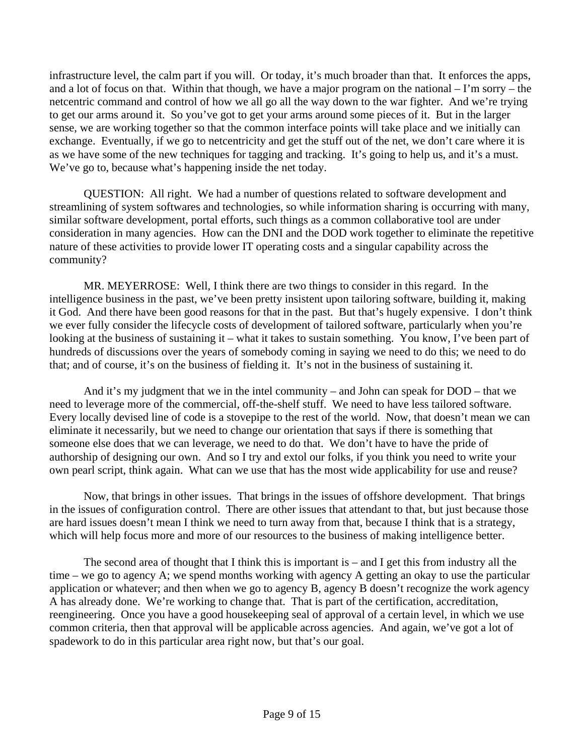infrastructure level, the calm part if you will. Or today, it's much broader than that. It enforces the apps, and a lot of focus on that. Within that though, we have a major program on the national – I'm sorry – the netcentric command and control of how we all go all the way down to the war fighter. And we're trying to get our arms around it. So you've got to get your arms around some pieces of it. But in the larger sense, we are working together so that the common interface points will take place and we initially can exchange. Eventually, if we go to netcentricity and get the stuff out of the net, we don't care where it is as we have some of the new techniques for tagging and tracking. It's going to help us, and it's a must. We've go to, because what's happening inside the net today.

QUESTION: All right. We had a number of questions related to software development and streamlining of system softwares and technologies, so while information sharing is occurring with many, similar software development, portal efforts, such things as a common collaborative tool are under consideration in many agencies. How can the DNI and the DOD work together to eliminate the repetitive nature of these activities to provide lower IT operating costs and a singular capability across the community?

MR. MEYERROSE: Well, I think there are two things to consider in this regard. In the intelligence business in the past, we've been pretty insistent upon tailoring software, building it, making it God. And there have been good reasons for that in the past. But that's hugely expensive. I don't think we ever fully consider the lifecycle costs of development of tailored software, particularly when you're looking at the business of sustaining it – what it takes to sustain something. You know, I've been part of hundreds of discussions over the years of somebody coming in saying we need to do this; we need to do that; and of course, it's on the business of fielding it. It's not in the business of sustaining it.

And it's my judgment that we in the intel community – and John can speak for DOD – that we need to leverage more of the commercial, off-the-shelf stuff. We need to have less tailored software. Every locally devised line of code is a stovepipe to the rest of the world. Now, that doesn't mean we can eliminate it necessarily, but we need to change our orientation that says if there is something that someone else does that we can leverage, we need to do that. We don't have to have the pride of authorship of designing our own. And so I try and extol our folks, if you think you need to write your own pearl script, think again. What can we use that has the most wide applicability for use and reuse?

Now, that brings in other issues. That brings in the issues of offshore development. That brings in the issues of configuration control. There are other issues that attendant to that, but just because those are hard issues doesn't mean I think we need to turn away from that, because I think that is a strategy, which will help focus more and more of our resources to the business of making intelligence better.

The second area of thought that I think this is important is – and I get this from industry all the time – we go to agency A; we spend months working with agency A getting an okay to use the particular application or whatever; and then when we go to agency B, agency B doesn't recognize the work agency A has already done. We're working to change that. That is part of the certification, accreditation, reengineering. Once you have a good housekeeping seal of approval of a certain level, in which we use common criteria, then that approval will be applicable across agencies. And again, we've got a lot of spadework to do in this particular area right now, but that's our goal.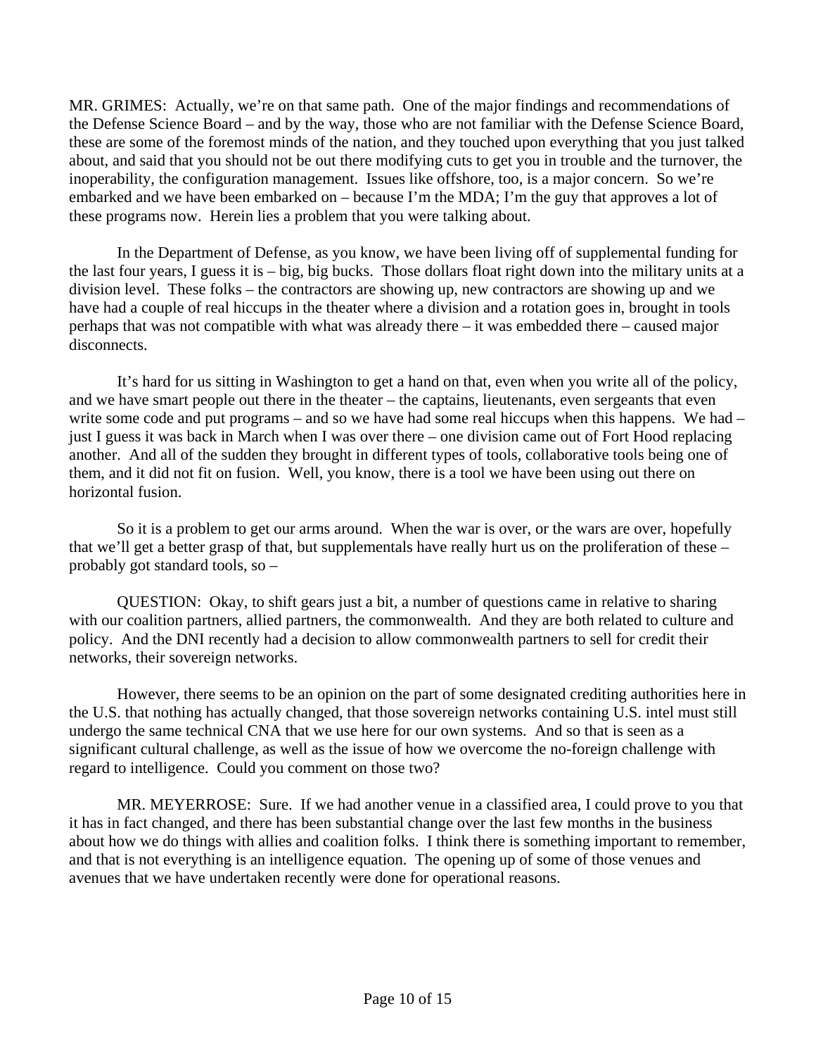MR. GRIMES: Actually, we're on that same path. One of the major findings and recommendations of the Defense Science Board – and by the way, those who are not familiar with the Defense Science Board, these are some of the foremost minds of the nation, and they touched upon everything that you just talked about, and said that you should not be out there modifying cuts to get you in trouble and the turnover, the inoperability, the configuration management. Issues like offshore, too, is a major concern. So we're embarked and we have been embarked on – because I'm the MDA; I'm the guy that approves a lot of these programs now. Herein lies a problem that you were talking about.

In the Department of Defense, as you know, we have been living off of supplemental funding for the last four years, I guess it is – big, big bucks. Those dollars float right down into the military units at a division level. These folks – the contractors are showing up, new contractors are showing up and we have had a couple of real hiccups in the theater where a division and a rotation goes in, brought in tools perhaps that was not compatible with what was already there – it was embedded there – caused major disconnects.

It's hard for us sitting in Washington to get a hand on that, even when you write all of the policy, and we have smart people out there in the theater – the captains, lieutenants, even sergeants that even write some code and put programs – and so we have had some real hiccups when this happens. We had – just I guess it was back in March when I was over there – one division came out of Fort Hood replacing another. And all of the sudden they brought in different types of tools, collaborative tools being one of them, and it did not fit on fusion. Well, you know, there is a tool we have been using out there on horizontal fusion.

So it is a problem to get our arms around. When the war is over, or the wars are over, hopefully that we'll get a better grasp of that, but supplementals have really hurt us on the proliferation of these – probably got standard tools, so –

QUESTION: Okay, to shift gears just a bit, a number of questions came in relative to sharing with our coalition partners, allied partners, the commonwealth. And they are both related to culture and policy. And the DNI recently had a decision to allow commonwealth partners to sell for credit their networks, their sovereign networks.

However, there seems to be an opinion on the part of some designated crediting authorities here in the U.S. that nothing has actually changed, that those sovereign networks containing U.S. intel must still undergo the same technical CNA that we use here for our own systems. And so that is seen as a significant cultural challenge, as well as the issue of how we overcome the no-foreign challenge with regard to intelligence. Could you comment on those two?

MR. MEYERROSE: Sure. If we had another venue in a classified area, I could prove to you that it has in fact changed, and there has been substantial change over the last few months in the business about how we do things with allies and coalition folks. I think there is something important to remember, and that is not everything is an intelligence equation. The opening up of some of those venues and avenues that we have undertaken recently were done for operational reasons.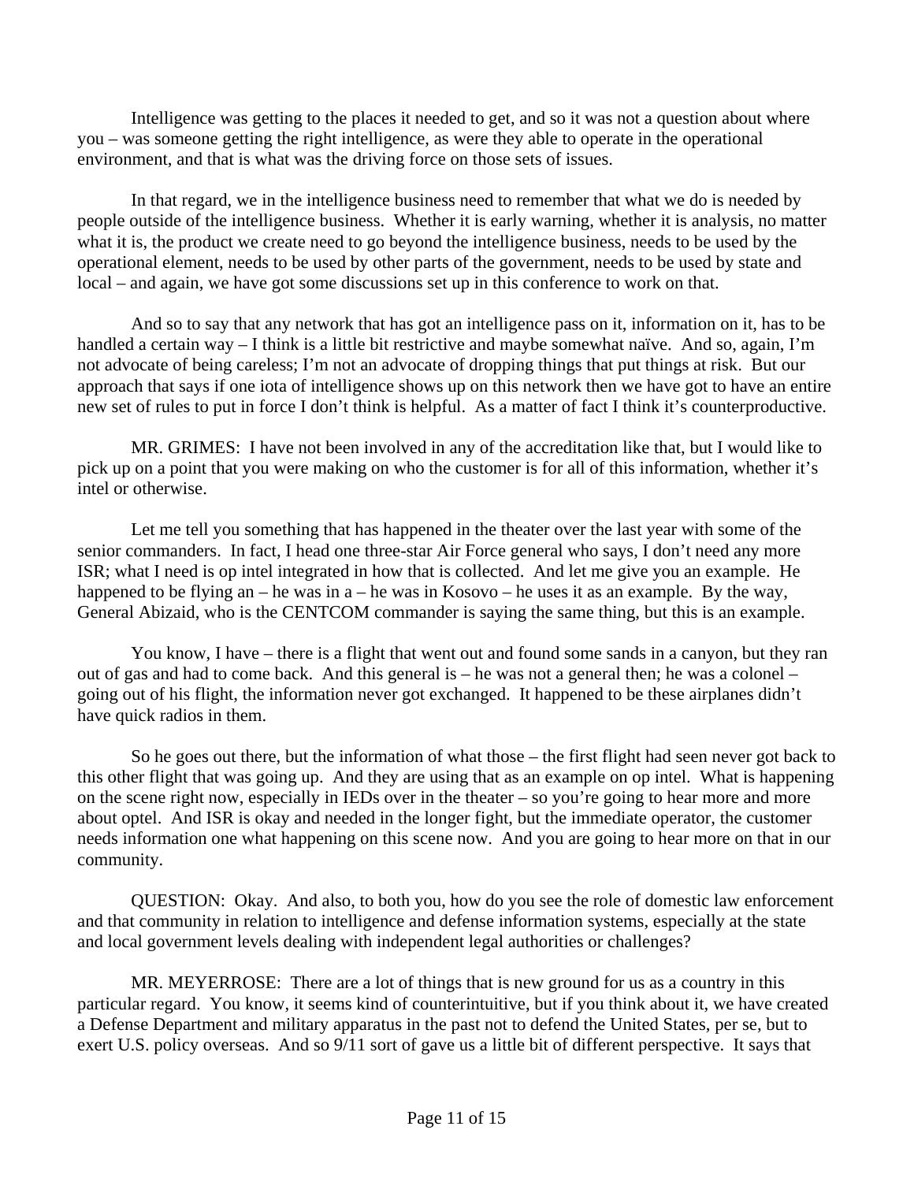Intelligence was getting to the places it needed to get, and so it was not a question about where you – was someone getting the right intelligence, as were they able to operate in the operational environment, and that is what was the driving force on those sets of issues.

In that regard, we in the intelligence business need to remember that what we do is needed by people outside of the intelligence business. Whether it is early warning, whether it is analysis, no matter what it is, the product we create need to go beyond the intelligence business, needs to be used by the operational element, needs to be used by other parts of the government, needs to be used by state and local – and again, we have got some discussions set up in this conference to work on that.

And so to say that any network that has got an intelligence pass on it, information on it, has to be handled a certain way – I think is a little bit restrictive and maybe somewhat naïve. And so, again, I'm not advocate of being careless; I'm not an advocate of dropping things that put things at risk. But our approach that says if one iota of intelligence shows up on this network then we have got to have an entire new set of rules to put in force I don't think is helpful. As a matter of fact I think it's counterproductive.

MR. GRIMES: I have not been involved in any of the accreditation like that, but I would like to pick up on a point that you were making on who the customer is for all of this information, whether it's intel or otherwise.

Let me tell you something that has happened in the theater over the last year with some of the senior commanders. In fact, I head one three-star Air Force general who says, I don't need any more ISR; what I need is op intel integrated in how that is collected. And let me give you an example. He happened to be flying an – he was in a – he was in Kosovo – he uses it as an example. By the way, General Abizaid, who is the CENTCOM commander is saying the same thing, but this is an example.

You know, I have – there is a flight that went out and found some sands in a canyon, but they ran out of gas and had to come back. And this general is – he was not a general then; he was a colonel – going out of his flight, the information never got exchanged. It happened to be these airplanes didn't have quick radios in them.

So he goes out there, but the information of what those – the first flight had seen never got back to this other flight that was going up. And they are using that as an example on op intel. What is happening on the scene right now, especially in IEDs over in the theater – so you're going to hear more and more about optel. And ISR is okay and needed in the longer fight, but the immediate operator, the customer needs information one what happening on this scene now. And you are going to hear more on that in our community.

QUESTION: Okay. And also, to both you, how do you see the role of domestic law enforcement and that community in relation to intelligence and defense information systems, especially at the state and local government levels dealing with independent legal authorities or challenges?

MR. MEYERROSE: There are a lot of things that is new ground for us as a country in this particular regard. You know, it seems kind of counterintuitive, but if you think about it, we have created a Defense Department and military apparatus in the past not to defend the United States, per se, but to exert U.S. policy overseas. And so 9/11 sort of gave us a little bit of different perspective. It says that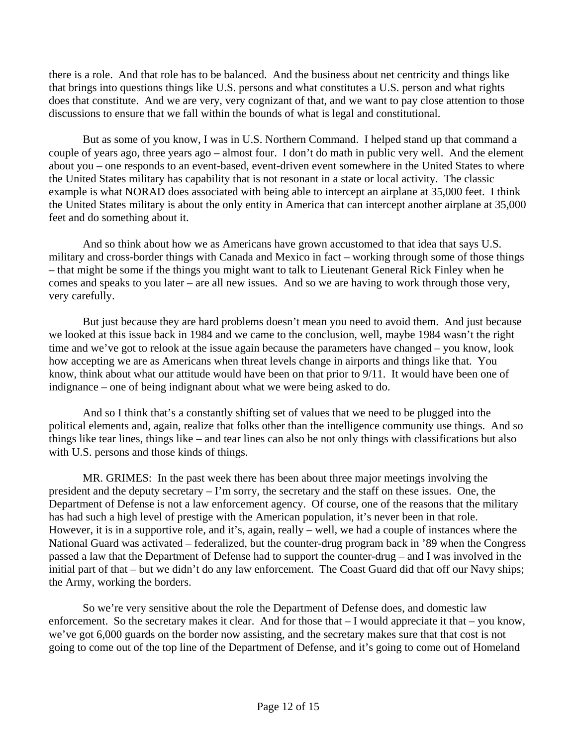there is a role. And that role has to be balanced. And the business about net centricity and things like that brings into questions things like U.S. persons and what constitutes a U.S. person and what rights does that constitute. And we are very, very cognizant of that, and we want to pay close attention to those discussions to ensure that we fall within the bounds of what is legal and constitutional.

But as some of you know, I was in U.S. Northern Command. I helped stand up that command a couple of years ago, three years ago – almost four. I don't do math in public very well. And the element about you – one responds to an event-based, event-driven event somewhere in the United States to where the United States military has capability that is not resonant in a state or local activity. The classic example is what NORAD does associated with being able to intercept an airplane at 35,000 feet. I think the United States military is about the only entity in America that can intercept another airplane at 35,000 feet and do something about it.

And so think about how we as Americans have grown accustomed to that idea that says U.S. military and cross-border things with Canada and Mexico in fact – working through some of those things – that might be some if the things you might want to talk to Lieutenant General Rick Finley when he comes and speaks to you later – are all new issues. And so we are having to work through those very, very carefully.

But just because they are hard problems doesn't mean you need to avoid them. And just because we looked at this issue back in 1984 and we came to the conclusion, well, maybe 1984 wasn't the right time and we've got to relook at the issue again because the parameters have changed – you know, look how accepting we are as Americans when threat levels change in airports and things like that. You know, think about what our attitude would have been on that prior to 9/11. It would have been one of indignance – one of being indignant about what we were being asked to do.

And so I think that's a constantly shifting set of values that we need to be plugged into the political elements and, again, realize that folks other than the intelligence community use things. And so things like tear lines, things like – and tear lines can also be not only things with classifications but also with U.S. persons and those kinds of things.

MR. GRIMES: In the past week there has been about three major meetings involving the president and the deputy secretary – I'm sorry, the secretary and the staff on these issues. One, the Department of Defense is not a law enforcement agency. Of course, one of the reasons that the military has had such a high level of prestige with the American population, it's never been in that role. However, it is in a supportive role, and it's, again, really – well, we had a couple of instances where the National Guard was activated – federalized, but the counter-drug program back in '89 when the Congress passed a law that the Department of Defense had to support the counter-drug – and I was involved in the initial part of that – but we didn't do any law enforcement. The Coast Guard did that off our Navy ships; the Army, working the borders.

So we're very sensitive about the role the Department of Defense does, and domestic law enforcement. So the secretary makes it clear. And for those that – I would appreciate it that – you know, we've got 6,000 guards on the border now assisting, and the secretary makes sure that that cost is not going to come out of the top line of the Department of Defense, and it's going to come out of Homeland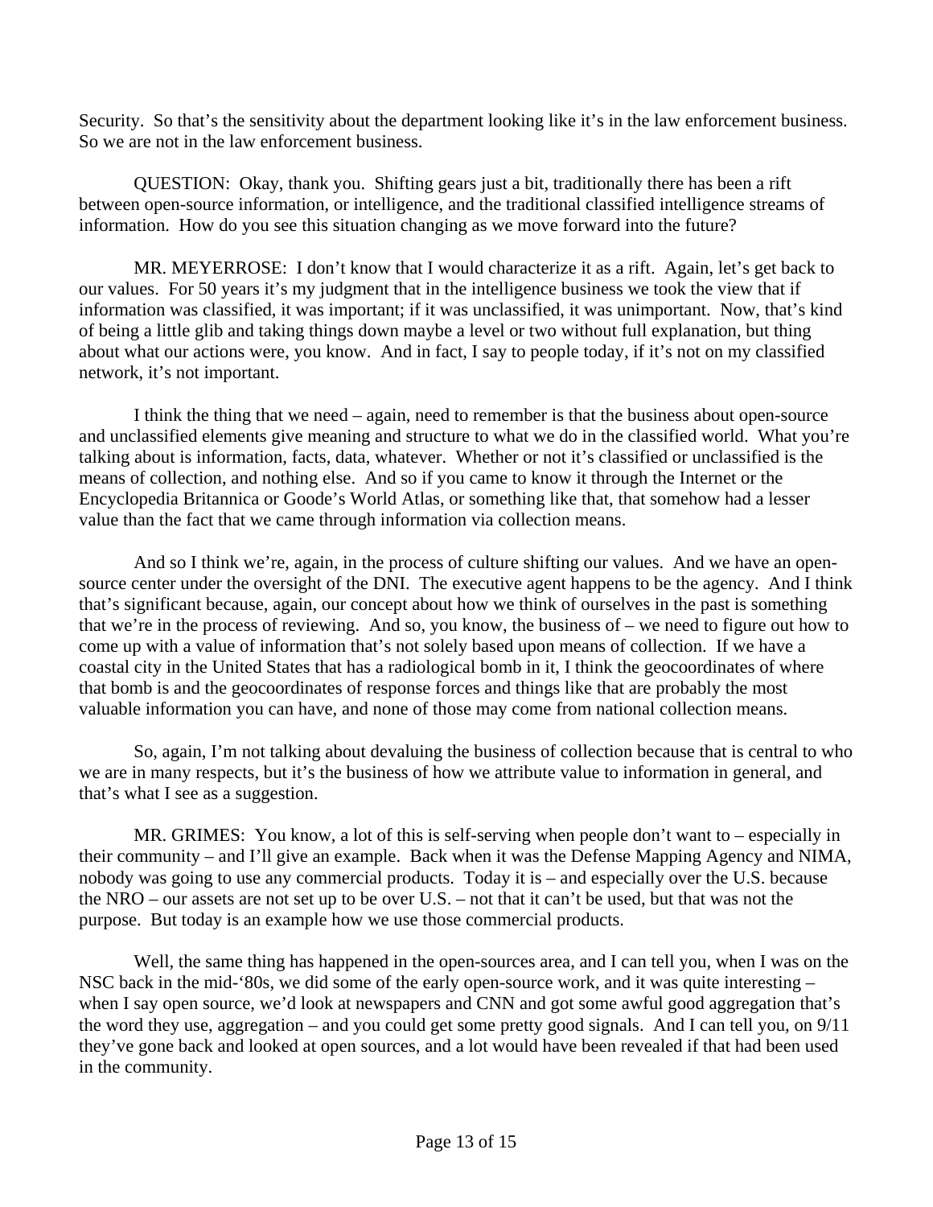Security. So that's the sensitivity about the department looking like it's in the law enforcement business. So we are not in the law enforcement business.

QUESTION: Okay, thank you. Shifting gears just a bit, traditionally there has been a rift between open-source information, or intelligence, and the traditional classified intelligence streams of information. How do you see this situation changing as we move forward into the future?

MR. MEYERROSE: I don't know that I would characterize it as a rift. Again, let's get back to our values. For 50 years it's my judgment that in the intelligence business we took the view that if information was classified, it was important; if it was unclassified, it was unimportant. Now, that's kind of being a little glib and taking things down maybe a level or two without full explanation, but thing about what our actions were, you know. And in fact, I say to people today, if it's not on my classified network, it's not important.

I think the thing that we need – again, need to remember is that the business about open-source and unclassified elements give meaning and structure to what we do in the classified world. What you're talking about is information, facts, data, whatever. Whether or not it's classified or unclassified is the means of collection, and nothing else. And so if you came to know it through the Internet or the Encyclopedia Britannica or Goode's World Atlas, or something like that, that somehow had a lesser value than the fact that we came through information via collection means.

And so I think we're, again, in the process of culture shifting our values. And we have an open-source center under the oversight of the DNI. The executive agent happens to be the agency. And I think that's significant because, again, our concept about how we think of ourselves in the past is something that we're in the process of reviewing. And so, you know, the business of – we need to figure out how to come up with a value of information that's not solely based upon means of collection. If we have a coastal city in the United States that has a radiological bomb in it, I think the geocoordinates of where that bomb is and the geocoordinates of response forces and things like that are probably the most valuable information you can have, and none of those may come from national collection means.

So, again, I'm not talking about devaluing the business of collection because that is central to who we are in many respects, but it's the business of how we attribute value to information in general, and that's what I see as a suggestion.

MR. GRIMES: You know, a lot of this is self-serving when people don't want to – especially in their community – and I'll give an example. Back when it was the Defense Mapping Agency and NIMA, nobody was going to use any commercial products. Today it is – and especially over the U.S. because the NRO – our assets are not set up to be over U.S. – not that it can't be used, but that was not the purpose. But today is an example how we use those commercial products.

Well, the same thing has happened in the open-sources area, and I can tell you, when I was on the NSC back in the mid-'80s, we did some of the early open-source work, and it was quite interesting – when I say open source, we'd look at newspapers and CNN and got some awful good aggregation that's the word they use, aggregation – and you could get some pretty good signals. And I can tell you, on 9/11 they've gone back and looked at open sources, and a lot would have been revealed if that had been used in the community.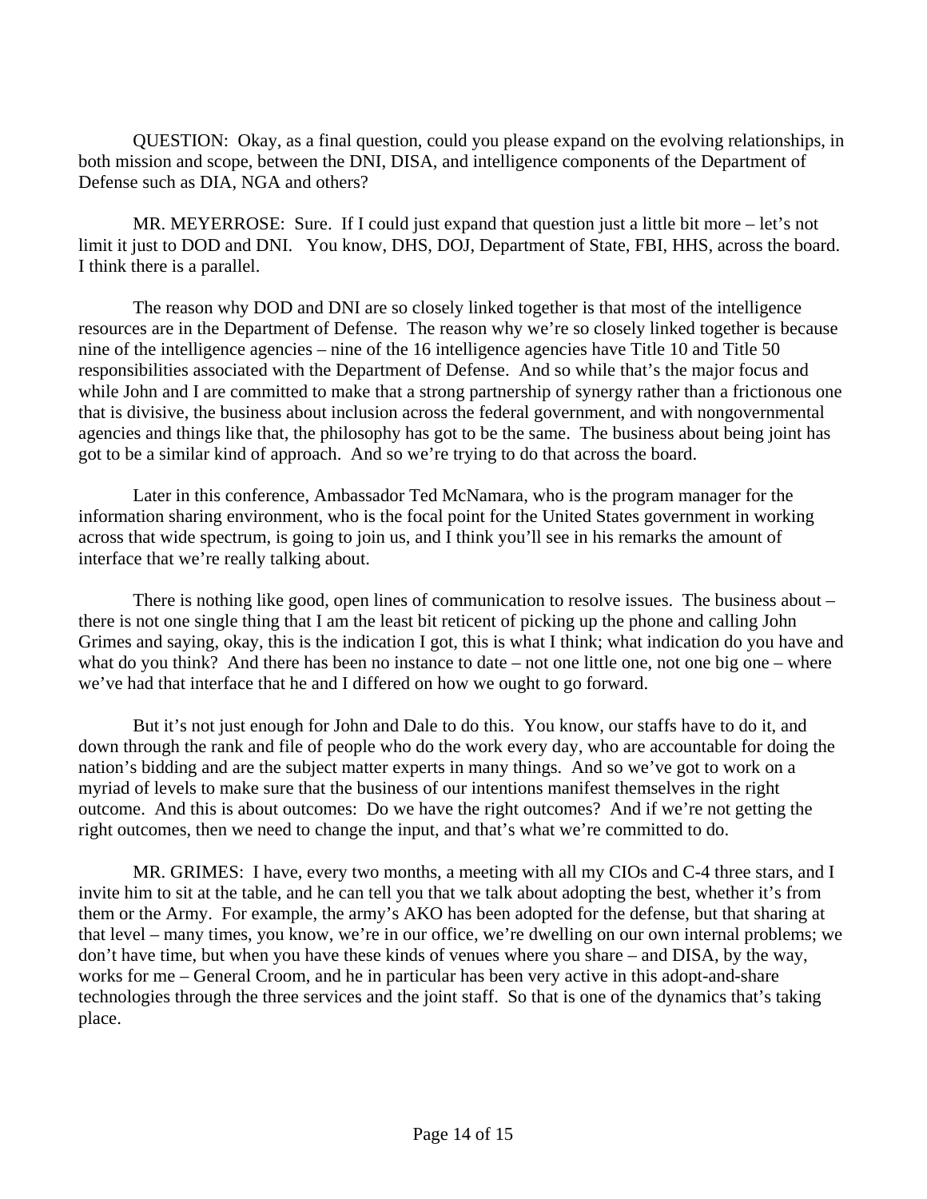QUESTION: Okay, as a final question, could you please expand on the evolving relationships, in both mission and scope, between the DNI, DISA, and intelligence components of the Department of Defense such as DIA, NGA and others?

MR. MEYERROSE: Sure. If I could just expand that question just a little bit more – let's not limit it just to DOD and DNI. You know, DHS, DOJ, Department of State, FBI, HHS, across the board. I think there is a parallel.

The reason why DOD and DNI are so closely linked together is that most of the intelligence resources are in the Department of Defense. The reason why we're so closely linked together is because nine of the intelligence agencies – nine of the 16 intelligence agencies have Title 10 and Title 50 responsibilities associated with the Department of Defense. And so while that's the major focus and while John and I are committed to make that a strong partnership of synergy rather than a frictionous one that is divisive, the business about inclusion across the federal government, and with nongovernmental agencies and things like that, the philosophy has got to be the same. The business about being joint has got to be a similar kind of approach. And so we're trying to do that across the board.

Later in this conference, Ambassador Ted McNamara, who is the program manager for the information sharing environment, who is the focal point for the United States government in working across that wide spectrum, is going to join us, and I think you'll see in his remarks the amount of interface that we're really talking about.

There is nothing like good, open lines of communication to resolve issues. The business about – there is not one single thing that I am the least bit reticent of picking up the phone and calling John Grimes and saying, okay, this is the indication I got, this is what I think; what indication do you have and what do you think? And there has been no instance to date – not one little one, not one big one – where we've had that interface that he and I differed on how we ought to go forward.

But it's not just enough for John and Dale to do this. You know, our staffs have to do it, and down through the rank and file of people who do the work every day, who are accountable for doing the nation's bidding and are the subject matter experts in many things. And so we've got to work on a myriad of levels to make sure that the business of our intentions manifest themselves in the right outcome. And this is about outcomes: Do we have the right outcomes? And if we're not getting the right outcomes, then we need to change the input, and that's what we're committed to do.

MR. GRIMES: I have, every two months, a meeting with all my CIOs and C-4 three stars, and I invite him to sit at the table, and he can tell you that we talk about adopting the best, whether it's from them or the Army. For example, the army's AKO has been adopted for the defense, but that sharing at that level – many times, you know, we're in our office, we're dwelling on our own internal problems; we don't have time, but when you have these kinds of venues where you share – and DISA, by the way, works for me – General Croom, and he in particular has been very active in this adopt-and-share technologies through the three services and the joint staff. So that is one of the dynamics that's taking place.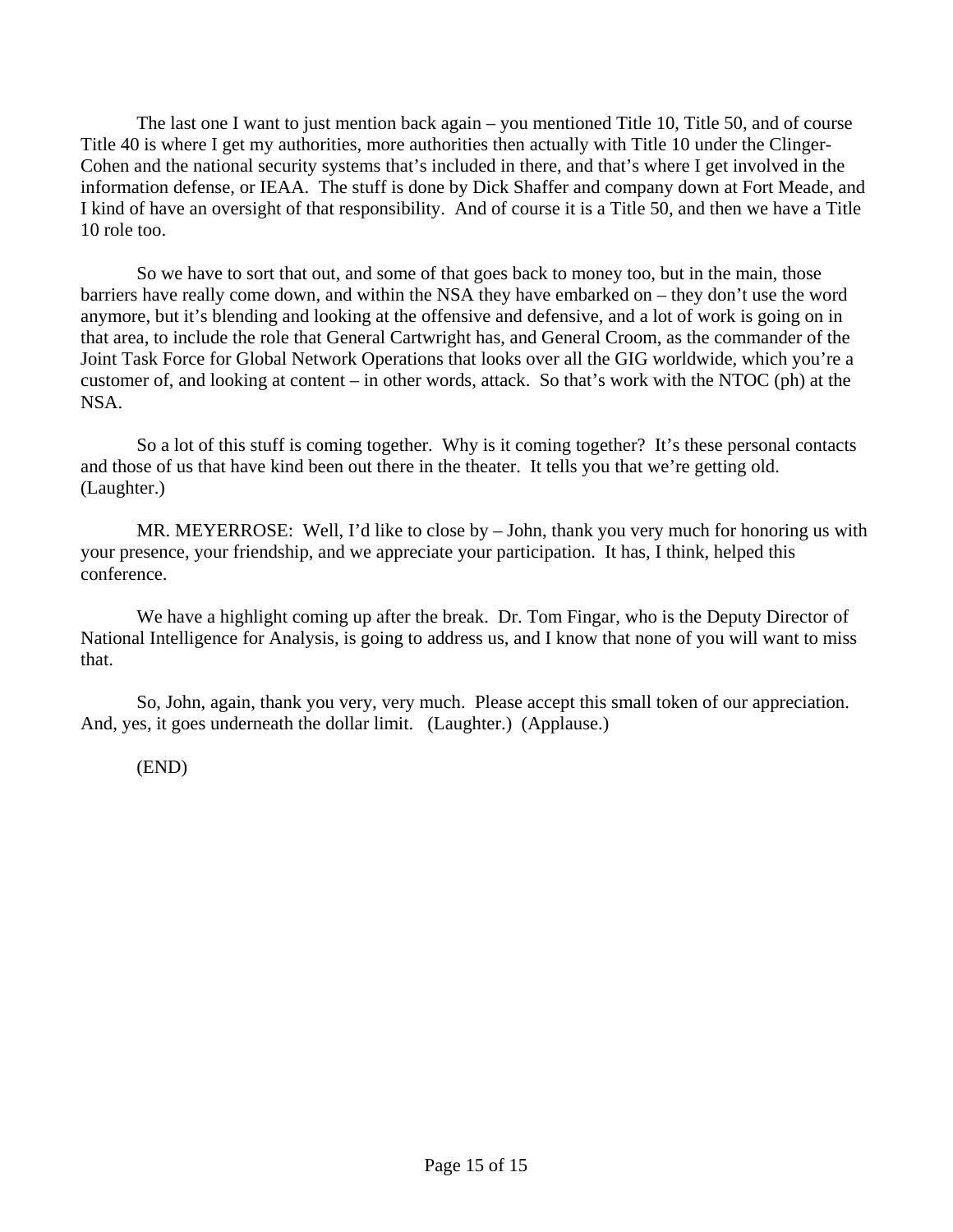The last one I want to just mention back again – you mentioned Title 10, Title 50, and of course Title 40 is where I get my authorities, more authorities then actually with Title 10 under the Clinger-Cohen and the national security systems that's included in there, and that's where I get involved in the information defense, or IEAA. The stuff is done by Dick Shaffer and company down at Fort Meade, and I kind of have an oversight of that responsibility. And of course it is a Title 50, and then we have a Title 10 role too.

So we have to sort that out, and some of that goes back to money too, but in the main, those barriers have really come down, and within the NSA they have embarked on – they don't use the word anymore, but it's blending and looking at the offensive and defensive, and a lot of work is going on in that area, to include the role that General Cartwright has, and General Croom, as the commander of the Joint Task Force for Global Network Operations that looks over all the GIG worldwide, which you're a customer of, and looking at content – in other words, attack. So that's work with the NTOC (ph) at the NSA.

So a lot of this stuff is coming together. Why is it coming together? It's these personal contacts and those of us that have kind been out there in the theater. It tells you that we're getting old. (Laughter.)

MR. MEYERROSE: Well, I'd like to close by – John, thank you very much for honoring us with your presence, your friendship, and we appreciate your participation. It has, I think, helped this conference.

We have a highlight coming up after the break. Dr. Tom Fingar, who is the Deputy Director of National Intelligence for Analysis, is going to address us, and I know that none of you will want to miss that.

So, John, again, thank you very, very much. Please accept this small token of our appreciation. And, yes, it goes underneath the dollar limit. (Laughter.) (Applause.)

(END)